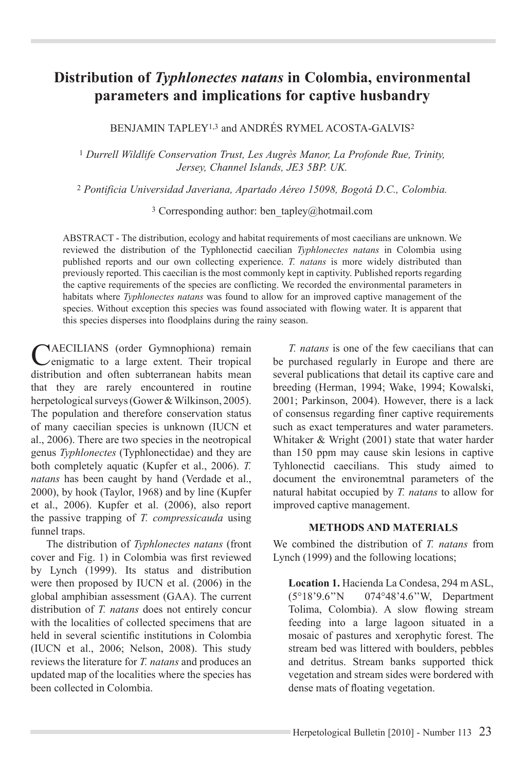# Distribution of *Typhlonectes natans* in Colombia, environmental parameters and implications for captive husbandry

BENJAMIN TAPLEY[1,3] and ANDRÉS RYMEL ACOSTA-GALVIS[2]

[1] *Durrell Wildlife Conservation Trust, Les Augrès Manor, La Profonde Rue, Trinity, Jersey, Channel Islands, JE3 5BP. UK.*

[2] *Pontificia Universidad Javeriana, Apartado Aéreo 15098, Bogotá D.C., Colombia.*

[3] Corresponding author: ben_tapley@hotmail.com

ABSTRACT - The distribution, ecology and habitat requirements of most caecilians are unknown. We reviewed the distribution of the Typhlonectid caecilian *Typhlonectes natans* in Colombia using published reports and our own collecting experience. *T. natans* is more widely distributed than previously reported. This caecilian is the most commonly kept in captivity. Published reports regarding the captive requirements of the species are conflicting. We recorded the environmental parameters in habitats where *Typhlonectes natans* was found to allow for an improved captive management of the species. Without exception this species was found associated with flowing water. It is apparent that this species disperses into floodplains during the rainy season.

CAECILIANS (order Gymnophiona) remain enigmatic to a large extent. Their tropical distribution and often subterranean habits mean that they are rarely encountered in routine herpetological surveys (Gower & Wilkinson, 2005). The population and therefore conservation status of many caecilian species is unknown (IUCN et al., 2006). There are two species in the neotropical genus *Typhlonectes* (Typhlonectidae) and they are both completely aquatic (Kupfer et al., 2006). *T. natans* has been caught by hand (Verdade et al., 2000), by hook (Taylor, 1968) and by line (Kupfer et al., 2006). Kupfer et al. (2006), also report the passive trapping of *T. compressicauda* using funnel traps.

The distribution of *Typhlonectes natans* (front cover and Fig. 1) in Colombia was first reviewed by Lynch (1999). Its status and distribution were then proposed by IUCN et al. (2006) in the global amphibian assessment (GAA). The current distribution of *T. natans* does not entirely concur with the localities of collected specimens that are held in several scientific institutions in Colombia (IUCN et al., 2006; Nelson, 2008). This study reviews the literature for *T. natans* and produces an updated map of the localities where the species has been collected in Colombia.

*T. natans* is one of the few caecilians that can be purchased regularly in Europe and there are several publications that detail its captive care and breeding (Herman, 1994; Wake, 1994; Kowalski, 2001; Parkinson, 2004). However, there is a lack of consensus regarding finer captive requirements such as exact temperatures and water parameters. Whitaker & Wright (2001) state that water harder than 150 ppm may cause skin lesions in captive Tyhlonectid caecilians. This study aimed to document the environemtnal parameters of the natural habitat occupied by *T. natans* to allow for improved captive management.

## METHODS AND MATERIALS

We combined the distribution of *T. natans* from Lynch (1999) and the following locations;

**Location 1.** Hacienda La Condesa, 294 m ASL, (5°18'9.6"N 074°48'4.6"W, Department Tolima, Colombia). A slow flowing stream feeding into a large lagoon situated in a mosaic of pastures and xerophytic forest. The stream bed was littered with boulders, pebbles and detritus. Stream banks supported thick vegetation and stream sides were bordered with dense mats of floating vegetation.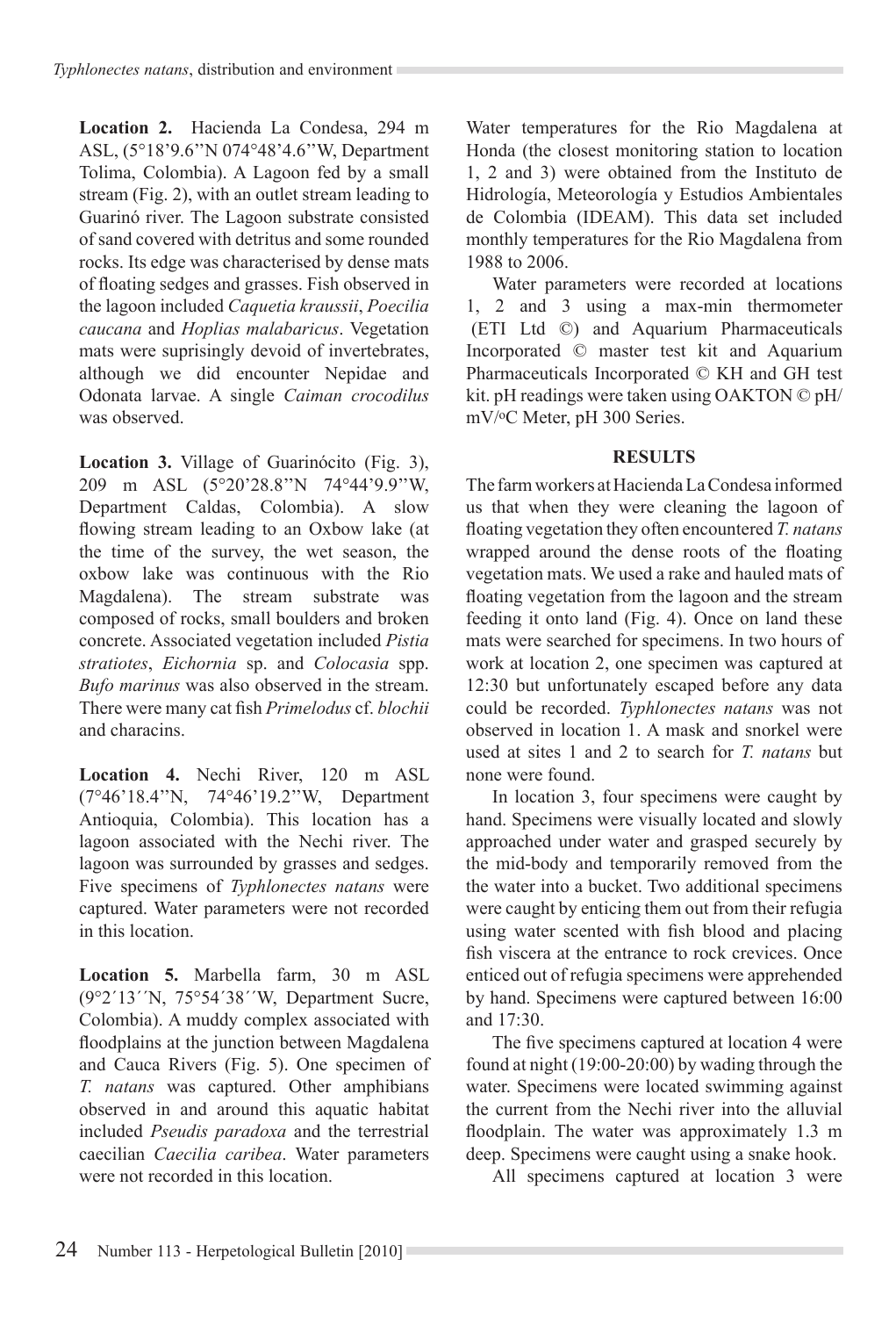**Location 2.** Hacienda La Condesa, 294 m ASL, (5°18'9.6''N 074°48'4.6''W, Department Tolima, Colombia). A Lagoon fed by a small stream (Fig. 2), with an outlet stream leading to Guarinó river. The Lagoon substrate consisted of sand covered with detritus and some rounded rocks. Its edge was characterised by dense mats of floating sedges and grasses. Fish observed in the lagoon included *Caquetia kraussii*, *Poecilia caucana* and *Hoplias malabaricus*. Vegetation mats were suprisingly devoid of invertebrates, although we did encounter Nepidae and Odonata larvae. A single *Caiman crocodilus* was observed.

**Location 3.** Village of Guarinócito (Fig. 3), 209 m ASL (5°20'28.8''N 74°44'9.9''W, Department Caldas, Colombia). A slow flowing stream leading to an Oxbow lake (at the time of the survey, the wet season, the oxbow lake was continuous with the Rio Magdalena). The stream substrate was composed of rocks, small boulders and broken concrete. Associated vegetation included *Pistia stratiotes*, *Eichornia* sp. and *Colocasia* spp. *Bufo marinus* was also observed in the stream. There were many cat fish *Primelodus* cf. *blochii* and characins.

**Location 4.** Nechi River, 120 m ASL (7°46'18.4''N, 74°46'19.2''W, Department Antioquia, Colombia). This location has a lagoon associated with the Nechi river. The lagoon was surrounded by grasses and sedges. Five specimens of *Typhlonectes natans* were captured. Water parameters were not recorded in this location.

**Location 5.** Marbella farm, 30 m ASL (9°2´13´´N, 75°54´38´´W, Department Sucre, Colombia). A muddy complex associated with floodplains at the junction between Magdalena and Cauca Rivers (Fig. 5). One specimen of *T. natans* was captured. Other amphibians observed in and around this aquatic habitat included *Pseudis paradoxa* and the terrestrial caecilian *Caecilia caribea*. Water parameters were not recorded in this location.

Water temperatures for the Rio Magdalena at Honda (the closest monitoring station to location 1, 2 and 3) were obtained from the Instituto de Hidrología, Meteorología y Estudios Ambientales de Colombia (IDEAM). This data set included monthly temperatures for the Rio Magdalena from 1988 to 2006.

Water parameters were recorded at locations 1, 2 and 3 using a max-min thermometer (ETI Ltd ©) and Aquarium Pharmaceuticals Incorporated © master test kit and Aquarium Pharmaceuticals Incorporated © KH and GH test kit. pH readings were taken using OAKTON © pH/mV/°C Meter, pH 300 Series.

## RESULTS

The farm workers at Hacienda La Condesa informed us that when they were cleaning the lagoon of floating vegetation they often encountered *T. natans* wrapped around the dense roots of the floating vegetation mats. We used a rake and hauled mats of floating vegetation from the lagoon and the stream feeding it onto land (Fig. 4). Once on land these mats were searched for specimens. In two hours of work at location 2, one specimen was captured at 12:30 but unfortunately escaped before any data could be recorded. *Typhlonectes natans* was not observed in location 1. A mask and snorkel were used at sites 1 and 2 to search for *T. natans* but none were found.

In location 3, four specimens were caught by hand. Specimens were visually located and slowly approached under water and grasped securely by the mid-body and temporarily removed from the the water into a bucket. Two additional specimens were caught by enticing them out from their refugia using water scented with fish blood and placing fish viscera at the entrance to rock crevices. Once enticed out of refugia specimens were apprehended by hand. Specimens were captured between 16:00 and 17:30.

The five specimens captured at location 4 were found at night (19:00-20:00) by wading through the water. Specimens were located swimming against the current from the Nechi river into the alluvial floodplain. The water was approximately 1.3 m deep. Specimens were caught using a snake hook.

All specimens captured at location 3 were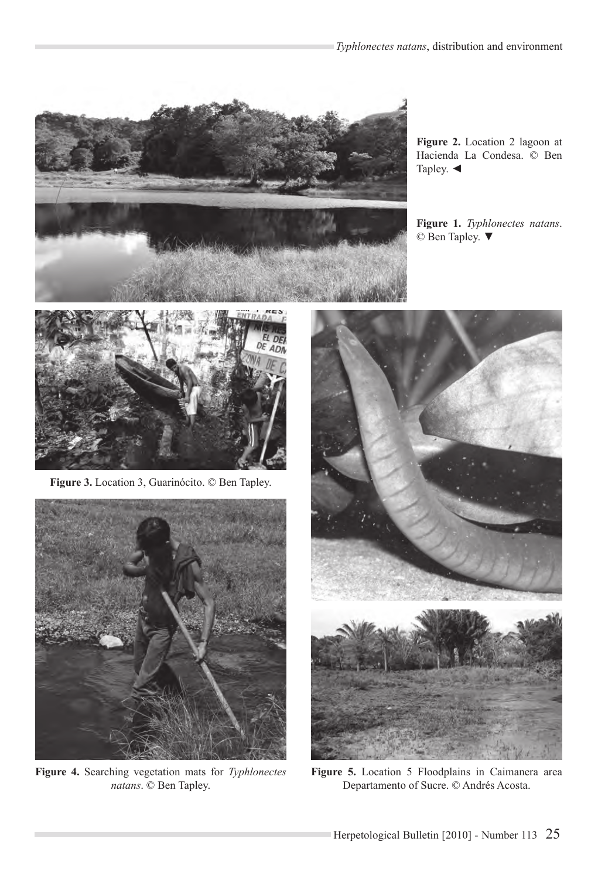**Figure 2.** Location 2 lagoon at Hacienda La Condesa. © Ben Tapley. ◄

**Figure 1.** *Typhlonectes natans*. © Ben Tapley. ▼

**Figure 3.** Location 3, Guarinócito. © Ben Tapley.

**Figure 4.** Searching vegetation mats for *Typhlonectes natans*. © Ben Tapley.

**Figure 5.** Location 5 Floodplains in Caimanera area Departamento of Sucre. © Andrés Acosta.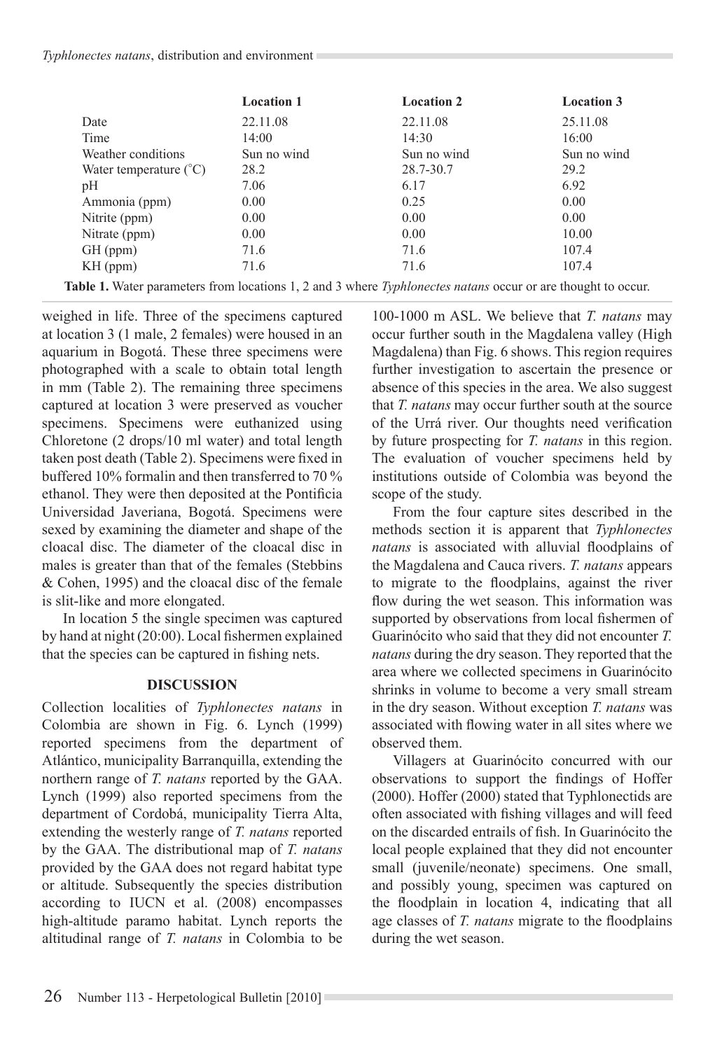| | Location 1 | Location 2 | Location 3 |
|---|---|---|---|
| Date | 22.11.08 | 22.11.08 | 25.11.08 |
| Time | 14:00 | 14:30 | 16:00 |
| Weather conditions | Sun no wind | Sun no wind | Sun no wind |
| Water temperature (˚C) | 28.2 | 28.7-30.7 | 29.2 |
| pH | 7.06 | 6.17 | 6.92 |
| Ammonia (ppm) | 0.00 | 0.25 | 0.00 |
| Nitrite (ppm) | 0.00 | 0.00 | 0.00 |
| Nitrate (ppm) | 0.00 | 0.00 | 10.00 |
| GH (ppm) | 71.6 | 71.6 | 107.4 |
| KH (ppm) | 71.6 | 71.6 | 107.4 |

**Table 1.** Water parameters from locations 1, 2 and 3 where *Typhlonectes natans* occur or are thought to occur.

weighed in life. Three of the specimens captured at location 3 (1 male, 2 females) were housed in an aquarium in Bogotá. These three specimens were photographed with a scale to obtain total length in mm (Table 2). The remaining three specimens captured at location 3 were preserved as voucher specimens. Specimens were euthanized using Chloretone (2 drops/10 ml water) and total length taken post death (Table 2). Specimens were fixed in buffered 10% formalin and then transferred to 70 % ethanol. They were then deposited at the Pontificia Universidad Javeriana, Bogotá. Specimens were sexed by examining the diameter and shape of the cloacal disc. The diameter of the cloacal disc in males is greater than that of the females (Stebbins & Cohen, 1995) and the cloacal disc of the female is slit-like and more elongated.

In location 5 the single specimen was captured by hand at night (20:00). Local fishermen explained that the species can be captured in fishing nets.

## DISCUSSION

Collection localities of *Typhlonectes natans* in Colombia are shown in Fig. 6. Lynch (1999) reported specimens from the department of Atlántico, municipality Barranquilla, extending the northern range of *T. natans* reported by the GAA. Lynch (1999) also reported specimens from the department of Cordobá, municipality Tierra Alta, extending the westerly range of *T. natans* reported by the GAA. The distributional map of *T. natans* provided by the GAA does not regard habitat type or altitude. Subsequently the species distribution according to IUCN et al. (2008) encompasses high-altitude paramo habitat. Lynch reports the altitudinal range of *T. natans* in Colombia to be 100-1000 m ASL. We believe that *T. natans* may occur further south in the Magdalena valley (High Magdalena) than Fig. 6 shows. This region requires further investigation to ascertain the presence or absence of this species in the area. We also suggest that *T. natans* may occur further south at the source of the Urrá river. Our thoughts need verification by future prospecting for *T. natans* in this region. The evaluation of voucher specimens held by institutions outside of Colombia was beyond the scope of the study.

From the four capture sites described in the methods section it is apparent that *Typhlonectes natans* is associated with alluvial floodplains of the Magdalena and Cauca rivers. *T. natans* appears to migrate to the floodplains, against the river flow during the wet season. This information was supported by observations from local fishermen of Guarinócito who said that they did not encounter *T. natans* during the dry season. They reported that the area where we collected specimens in Guarinócito shrinks in volume to become a very small stream in the dry season. Without exception *T. natans* was associated with flowing water in all sites where we observed them.

Villagers at Guarinócito concurred with our observations to support the findings of Hoffer (2000). Hoffer (2000) stated that Typhlonectids are often associated with fishing villages and will feed on the discarded entrails of fish. In Guarinócito the local people explained that they did not encounter small (juvenile/neonate) specimens. One small, and possibly young, specimen was captured on the floodplain in location 4, indicating that all age classes of *T. natans* migrate to the floodplains during the wet season.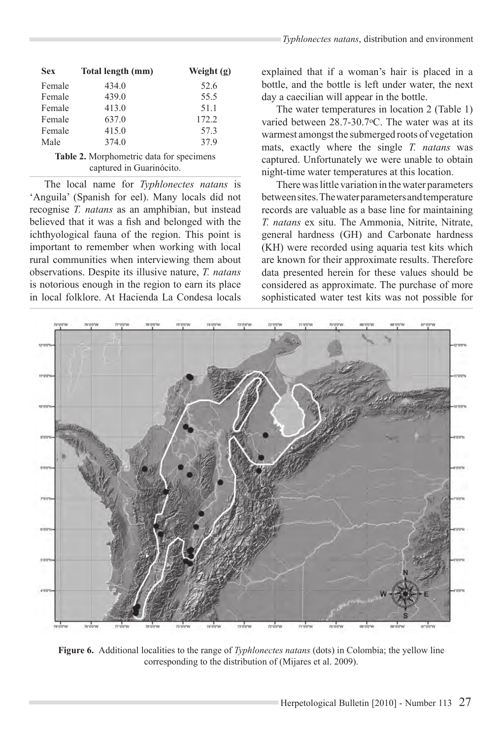| Sex | Total length (mm) | Weight (g) |
|---|---|---|
| Female | 434.0 | 52.6 |
| Female | 439.0 | 55.5 |
| Female | 413.0 | 51.1 |
| Female | 637.0 | 172.2 |
| Female | 415.0 | 57.3 |
| Male | 374.0 | 37.9 |

**Table 2.** Morphometric data for specimens captured in Guarinócito.

The local name for *Typhlonectes natans* is 'Anguila' (Spanish for eel). Many locals did not recognise *T. natans* as an amphibian, but instead believed that it was a fish and belonged with the ichthyological fauna of the region. This point is important to remember when working with local rural communities when interviewing them about observations. Despite its illusive nature, *T. natans* is notorious enough in the region to earn its place in local folklore. At Hacienda La Condesa locals explained that if a woman's hair is placed in a bottle, and the bottle is left under water, the next day a caecilian will appear in the bottle.

The water temperatures in location 2 (Table 1) varied between 28.7-30.7$^{o}$C. The water was at its warmest amongst the submerged roots of vegetation mats, exactly where the single *T. natans* was captured. Unfortunately we were unable to obtain night-time water temperatures at this location.

There was little variation in the water parameters between sites. The water parameters and temperature records are valuable as a base line for maintaining *T. natans* ex situ. The Ammonia, Nitrite, Nitrate, general hardness (GH) and Carbonate hardness (KH) were recorded using aquaria test kits which are known for their approximate results. Therefore data presented herein for these values should be considered as approximate. The purchase of more sophisticated water test kits was not possible for

**Figure 6.** Additional localities to the range of *Typhlonectes natans* (dots) in Colombia; the yellow line corresponding to the distribution of (Mijares et al. 2009).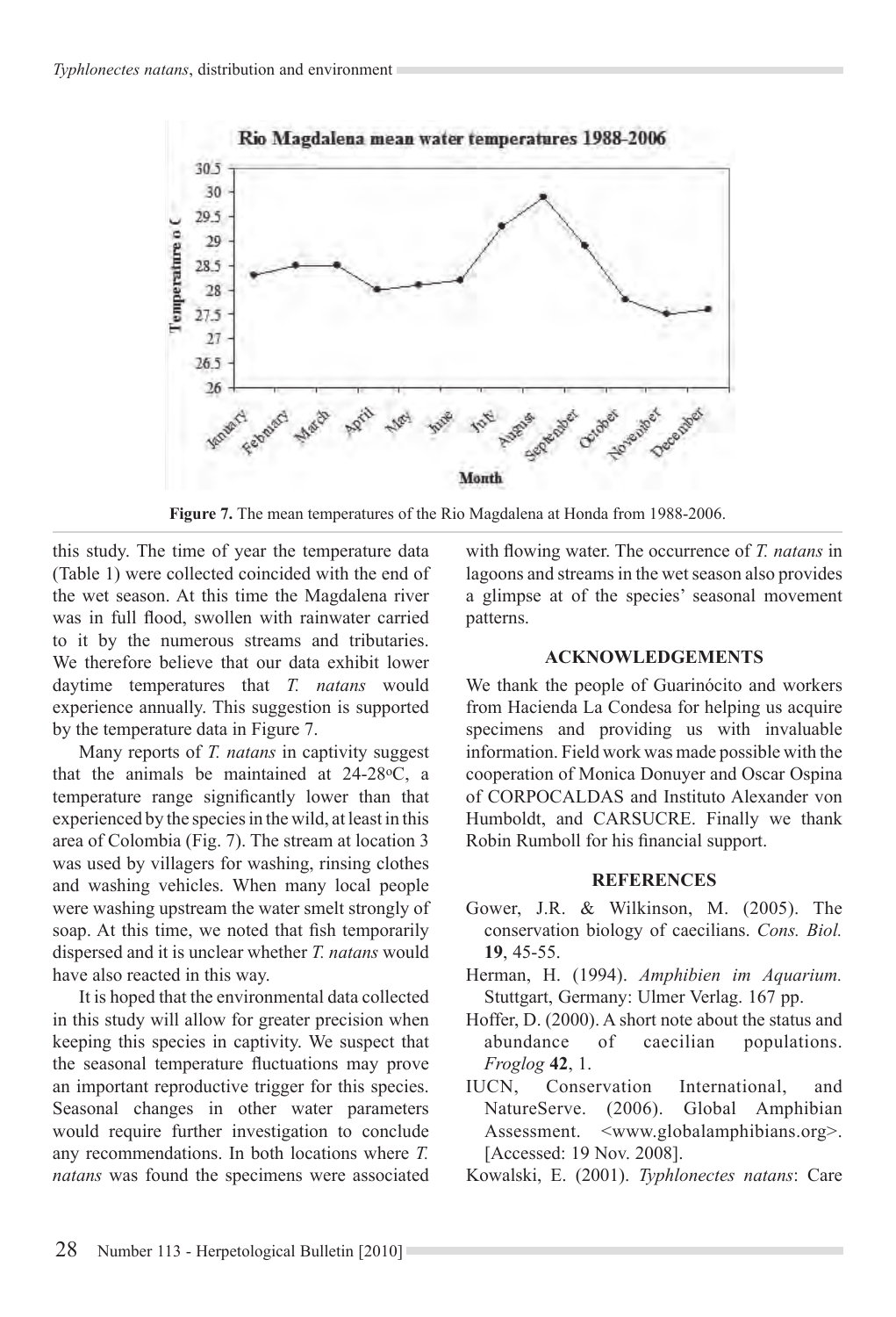Figure 7. The mean temperatures of the Rio Magdalena at Honda from 1988-2006.

this study. The time of year the temperature data (Table 1) were collected coincided with the end of the wet season. At this time the Magdalena river was in full flood, swollen with rainwater carried to it by the numerous streams and tributaries. We therefore believe that our data exhibit lower daytime temperatures that *T. natans* would experience annually. This suggestion is supported by the temperature data in Figure 7.

Many reports of *T. natans* in captivity suggest that the animals be maintained at 24-28°C, a temperature range significantly lower than that experienced by the species in the wild, at least in this area of Colombia (Fig. 7). The stream at location 3 was used by villagers for washing, rinsing clothes and washing vehicles. When many local people were washing upstream the water smelt strongly of soap. At this time, we noted that fish temporarily dispersed and it is unclear whether *T. natans* would have also reacted in this way.

It is hoped that the environmental data collected in this study will allow for greater precision when keeping this species in captivity. We suspect that the seasonal temperature fluctuations may prove an important reproductive trigger for this species. Seasonal changes in other water parameters would require further investigation to conclude any recommendations. In both locations where *T. natans* was found the specimens were associated with flowing water. The occurrence of *T. natans* in lagoons and streams in the wet season also provides a glimpse at of the species' seasonal movement patterns.

## ACKNOWLEDGEMENTS

We thank the people of Guarinócito and workers from Hacienda La Condesa for helping us acquire specimens and providing us with invaluable information. Field work was made possible with the cooperation of Monica Donuyer and Oscar Ospina of CORPOCALDAS and Instituto Alexander von Humboldt, and CARSUCRE. Finally we thank Robin Rumboll for his financial support.

## REFERENCES

Gower, J.R. & Wilkinson, M. (2005). The conservation biology of caecilians. *Cons. Biol.* **19**, 45-55.

Herman, H. (1994). *Amphibien im Aquarium.* Stuttgart, Germany: Ulmer Verlag. 167 pp.

Hoffer, D. (2000). A short note about the status and abundance of caecilian populations. *Froglog* **42**, 1.

IUCN, Conservation International, and NatureServe. (2006). Global Amphibian Assessment. <www.globalamphibians.org>. [Accessed: 19 Nov. 2008].

Kowalski, E. (2001). *Typhlonectes natans*: Care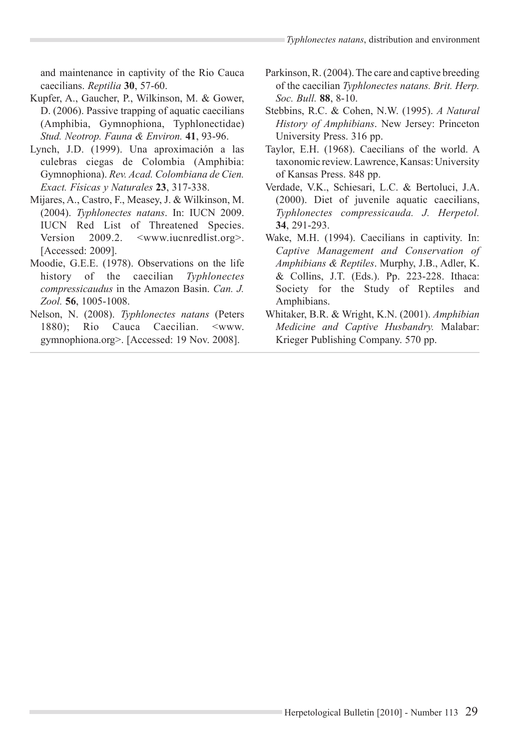and maintenance in captivity of the Rio Cauca caecilians. *Reptilia* **30**, 57-60.

Kupfer, A., Gaucher, P., Wilkinson, M. & Gower, D. (2006). Passive trapping of aquatic caecilians (Amphibia, Gymnophiona, Typhlonectidae) *Stud. Neotrop. Fauna & Environ.* **41**, 93-96.

Lynch, J.D. (1999). Una aproximación a las culebras ciegas de Colombia (Amphibia: Gymnophiona). *Rev. Acad. Colombiana de Cien. Exact. Físicas y Naturales* **23**, 317-338.

Mijares, A., Castro, F., Measey, J. & Wilkinson, M. (2004). *Typhlonectes natans*. In: IUCN 2009. IUCN Red List of Threatened Species. Version 2009.2. <www.iucnredlist.org>. [Accessed: 2009].

Moodie, G.E.E. (1978). Observations on the life history of the caecilian *Typhlonectes compressicaudus* in the Amazon Basin. *Can. J. Zool.* **56**, 1005-1008.

Nelson, N. (2008). *Typhlonectes natans* (Peters 1880); Rio Cauca Caecilian. <www.gymnophiona.org>. [Accessed: 19 Nov. 2008].

Parkinson, R. (2004). The care and captive breeding of the caecilian *Typhlonectes natans. Brit. Herp. Soc. Bull.* **88**, 8-10.

Stebbins, R.C. & Cohen, N.W. (1995). *A Natural History of Amphibians*. New Jersey: Princeton University Press. 316 pp.

Taylor, E.H. (1968). Caecilians of the world. A taxonomic review. Lawrence, Kansas: University of Kansas Press. 848 pp.

Verdade, V.K., Schiesari, L.C. & Bertoluci, J.A. (2000). Diet of juvenile aquatic caecilians, *Typhlonectes compressicauda. J. Herpetol.* **34**, 291-293.

Wake, M.H. (1994). Caecilians in captivity. In: *Captive Management and Conservation of Amphibians & Reptiles*. Murphy, J.B., Adler, K. & Collins, J.T. (Eds.). Pp. 223-228. Ithaca: Society for the Study of Reptiles and Amphibians.

Whitaker, B.R. & Wright, K.N. (2001). *Amphibian Medicine and Captive Husbandry.* Malabar: Krieger Publishing Company. 570 pp.